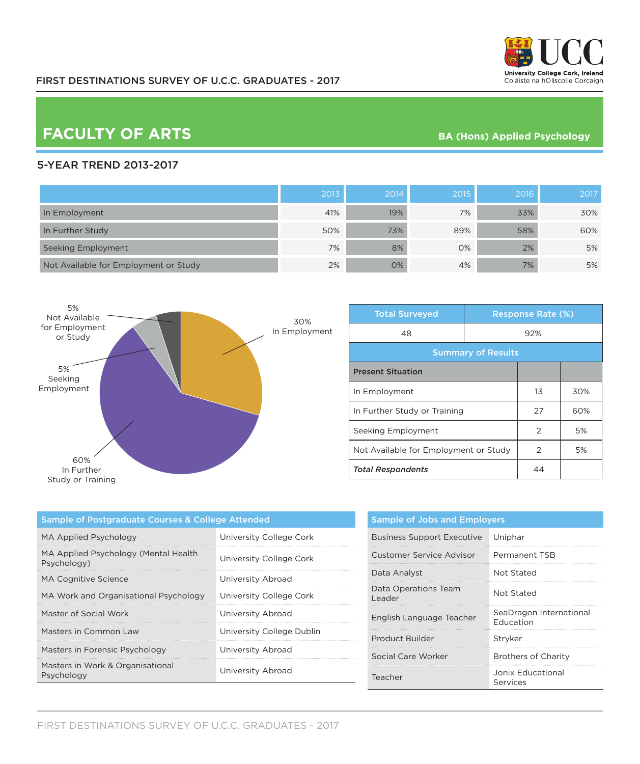FIRST DESTINATIONS SURVEY OF U.C.C. GRADUATES - 2017

University College Cork, Ireland
Coláiste na hOllscoile Corcaigh

# FACULTY OF ARTS

**BA (Hons) Applied Psychology**

## 5-YEAR TREND 2013-2017

| | 2013 | 2014 | 2015 | 2016 | 2017 |
|---|---|---|---|---|---|
| In Employment | 41% | 19% | 7% | 33% | 30% |
| In Further Study | 50% | 73% | 89% | 58% | 60% |
| Seeking Employment | 7% | 8% | 0% | 2% | 5% |
| Not Available for Employment or Study | 2% | 0% | 4% | 7% | 5% |

5% Not Available for Employment or Study

30% In Employment

5% Seeking Employment

60% In Further Study or Training

| Total Surveyed | Response Rate (%) |
|---|---|
| 48 | 92% |

**Summary of Results**

| Present Situation | | |
|---|---|---|
| In Employment | 13 | 30% |
| In Further Study or Training | 27 | 60% |
| Seeking Employment | 2 | 5% |
| Not Available for Employment or Study | 2 | 5% |
| ***Total Respondents*** | 44 | |

| Sample of Postgraduate Courses & College Attended | |
|---|---|
| MA Applied Psychology | University College Cork |
| MA Applied Psychology (Mental Health Psychology) | University College Cork |
| MA Cognitive Science | University Abroad |
| MA Work and Organisational Psychology | University College Cork |
| Master of Social Work | University Abroad |
| Masters in Common Law | University College Dublin |
| Masters in Forensic Psychology | University Abroad |
| Masters in Work & Organisational Psychology | University Abroad |

| Sample of Jobs and Employers | |
|---|---|
| Business Support Executive | Uniphar |
| Customer Service Advisor | Permanent TSB |
| Data Analyst | Not Stated |
| Data Operations Team Leader | Not Stated |
| English Language Teacher | SeaDragon International Education |
| Product Builder | Stryker |
| Social Care Worker | Brothers of Charity |
| Teacher | Jonix Educational Services |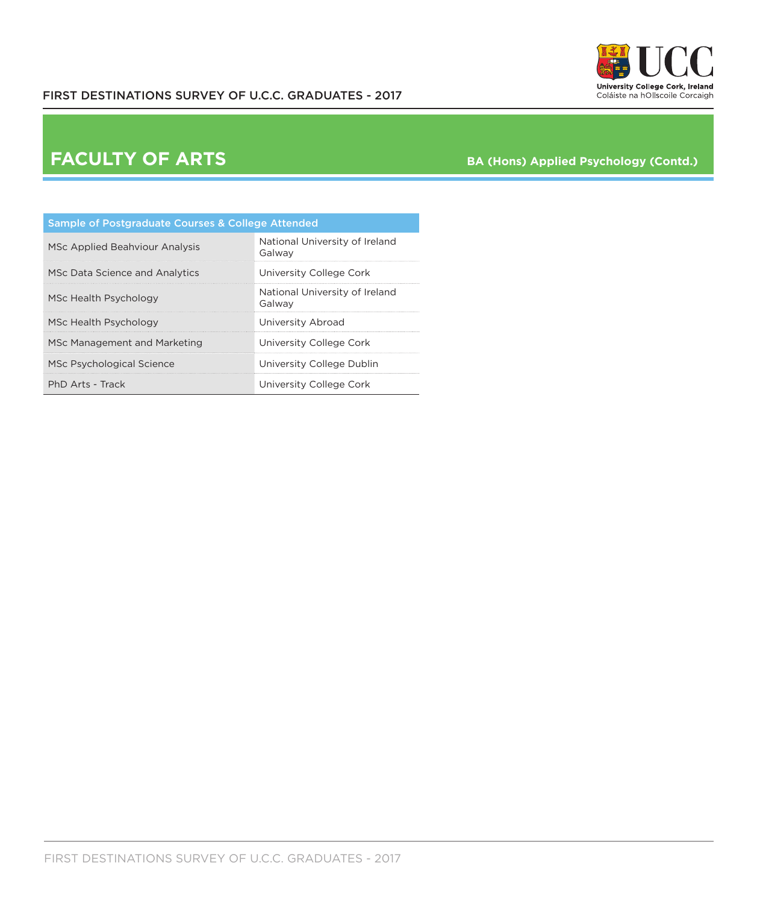# FACULTY OF ARTS

## BA (Hons) Applied Psychology (Contd.)

| Sample of Postgraduate Courses & College Attended | |
|---|---|
| MSc Applied Beahviour Analysis | National University of Ireland Galway |
| MSc Data Science and Analytics | University College Cork |
| MSc Health Psychology | National University of Ireland Galway |
| MSc Health Psychology | University Abroad |
| MSc Management and Marketing | University College Cork |
| MSc Psychological Science | University College Dublin |
| PhD Arts - Track | University College Cork |